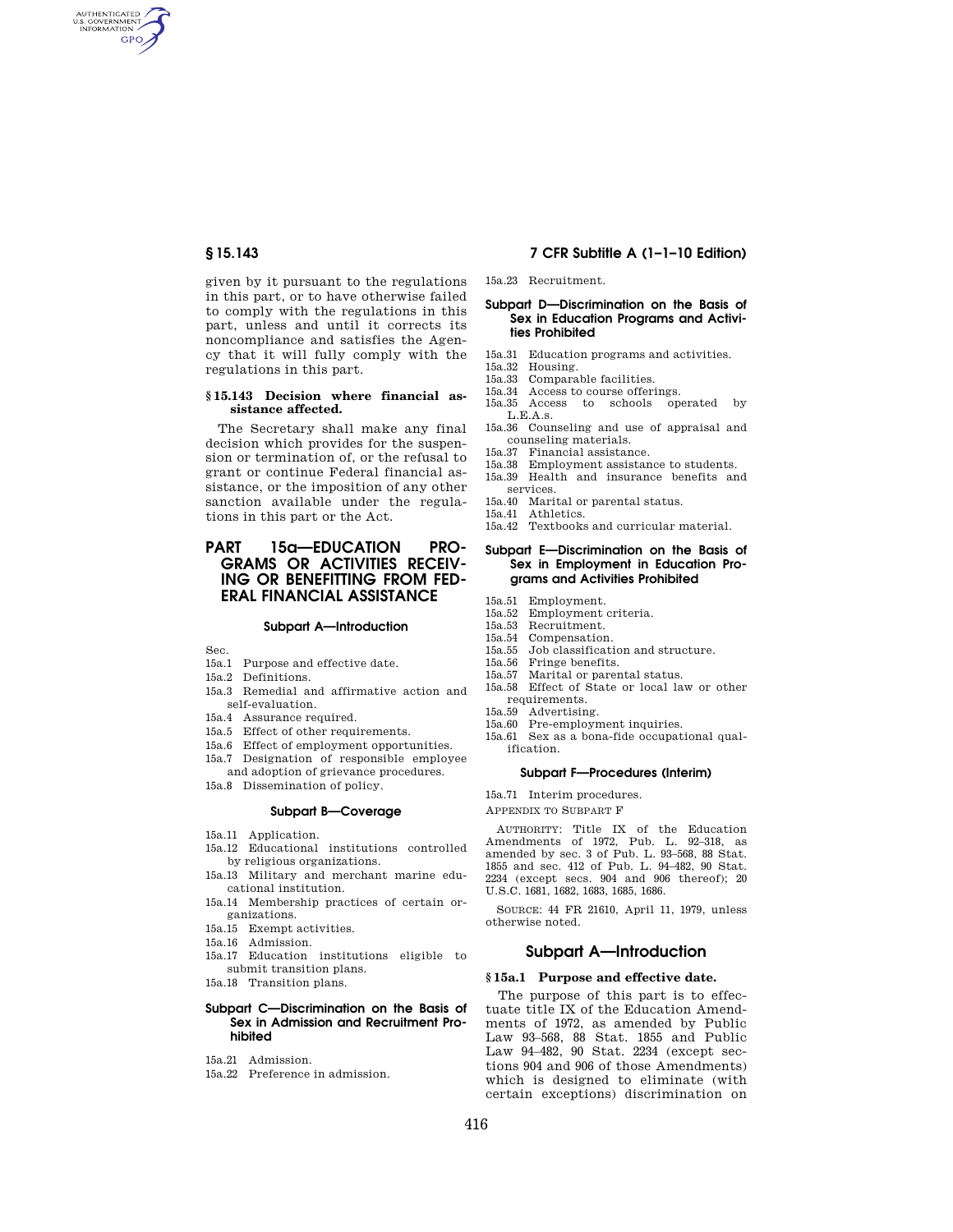given by it pursuant to the regulations in this part, or to have otherwise failed to comply with the regulations in this part, unless and until it corrects its noncompliance and satisfies the Agency that it will fully comply with the regulations in this part.

### § 15.143 Decision where financial assistance affected.

The Secretary shall make any final decision which provides for the suspension or termination of, or the refusal to grant or continue Federal financial assistance, or the imposition of any other sanction available under the regulations in this part or the Act.

# PART 15a—EDUCATION PROGRAMS OR ACTIVITIES RECEIVING OR BENEFITTING FROM FEDERAL FINANCIAL ASSISTANCE

## Subpart A—Introduction

Sec.

15a.1 Purpose and effective date.
15a.2 Definitions.
15a.3 Remedial and affirmative action and self-evaluation.
15a.4 Assurance required.
15a.5 Effect of other requirements.
15a.6 Effect of employment opportunities.
15a.7 Designation of responsible employee and adoption of grievance procedures.
15a.8 Dissemination of policy.

## Subpart B—Coverage

15a.11 Application.
15a.12 Educational institutions controlled by religious organizations.
15a.13 Military and merchant marine educational institution.
15a.14 Membership practices of certain organizations.
15a.15 Exempt activities.
15a.16 Admission.
15a.17 Education institutions eligible to submit transition plans.
15a.18 Transition plans.

## Subpart C—Discrimination on the Basis of Sex in Admission and Recruitment Prohibited

15a.21 Admission.
15a.22 Preference in admission.
15a.23 Recruitment.

## Subpart D—Discrimination on the Basis of Sex in Education Programs and Activities Prohibited

15a.31 Education programs and activities.
15a.32 Housing.
15a.33 Comparable facilities.
15a.34 Access to course offerings.
15a.35 Access to schools operated by L.E.A.s.
15a.36 Counseling and use of appraisal and counseling materials.
15a.37 Financial assistance.
15a.38 Employment assistance to students.
15a.39 Health and insurance benefits and services.
15a.40 Marital or parental status.
15a.41 Athletics.
15a.42 Textbooks and curricular material.

## Subpart E—Discrimination on the Basis of Sex in Employment in Education Programs and Activities Prohibited

15a.51 Employment.
15a.52 Employment criteria.
15a.53 Recruitment.
15a.54 Compensation.
15a.55 Job classification and structure.
15a.56 Fringe benefits.
15a.57 Marital or parental status.
15a.58 Effect of State or local law or other requirements.
15a.59 Advertising.
15a.60 Pre-employment inquiries.
15a.61 Sex as a bona-fide occupational qualification.

## Subpart F—Procedures (Interim)

15a.71 Interim procedures.

APPENDIX TO SUBPART F

AUTHORITY: Title IX of the Education Amendments of 1972, Pub. L. 92–318, as amended by sec. 3 of Pub. L. 93–568, 88 Stat. 1855 and sec. 412 of Pub. L. 94–482, 90 Stat. 2234 (except secs. 904 and 906 thereof); 20 U.S.C. 1681, 1682, 1683, 1685, 1686.

SOURCE: 44 FR 21610, April 11, 1979, unless otherwise noted.

## Subpart A—Introduction

### § 15a.1 Purpose and effective date.

The purpose of this part is to effectuate title IX of the Education Amendments of 1972, as amended by Public Law 93–568, 88 Stat. 1855 and Public Law 94–482, 90 Stat. 2234 (except sections 904 and 906 of those Amendments) which is designed to eliminate (with certain exceptions) discrimination on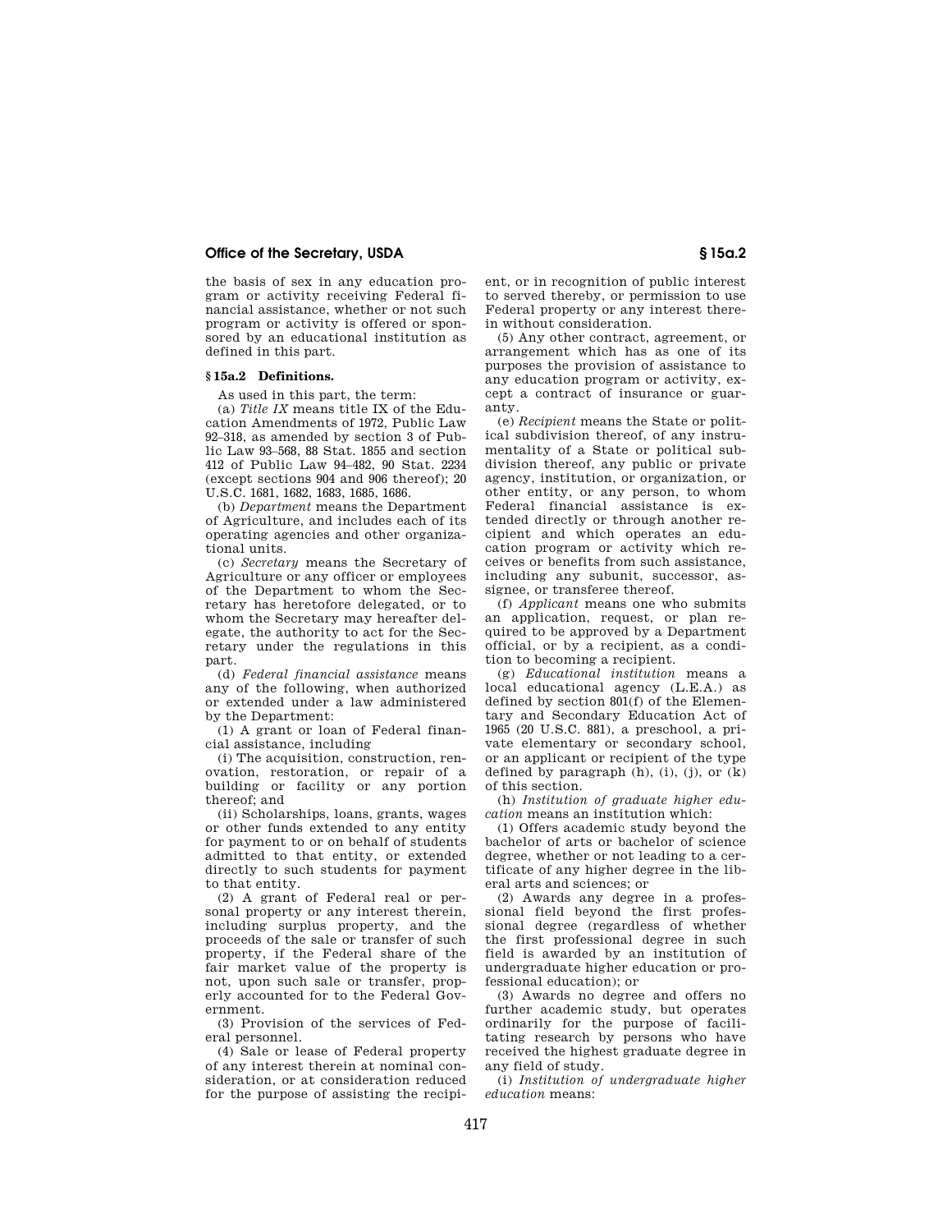the basis of sex in any education program or activity receiving Federal financial assistance, whether or not such program or activity is offered or sponsored by an educational institution as defined in this part.

### § 15a.2 Definitions.

As used in this part, the term:

(a) *Title IX* means title IX of the Education Amendments of 1972, Public Law 92–318, as amended by section 3 of Public Law 93–568, 88 Stat. 1855 and section 412 of Public Law 94–482, 90 Stat. 2234 (except sections 904 and 906 thereof); 20 U.S.C. 1681, 1682, 1683, 1685, 1686.

(b) *Department* means the Department of Agriculture, and includes each of its operating agencies and other organizational units.

(c) *Secretary* means the Secretary of Agriculture or any officer or employees of the Department to whom the Secretary has heretofore delegated, or to whom the Secretary may hereafter delegate, the authority to act for the Secretary under the regulations in this part.

(d) *Federal financial assistance* means any of the following, when authorized or extended under a law administered by the Department:

(1) A grant or loan of Federal financial assistance, including

(i) The acquisition, construction, renovation, restoration, or repair of a building or facility or any portion thereof; and

(ii) Scholarships, loans, grants, wages or other funds extended to any entity for payment to or on behalf of students admitted to that entity, or extended directly to such students for payment to that entity.

(2) A grant of Federal real or personal property or any interest therein, including surplus property, and the proceeds of the sale or transfer of such property, if the Federal share of the fair market value of the property is not, upon such sale or transfer, properly accounted for to the Federal Government.

(3) Provision of the services of Federal personnel.

(4) Sale or lease of Federal property of any interest therein at nominal consideration, or at consideration reduced for the purpose of assisting the recipient, or in recognition of public interest to served thereby, or permission to use Federal property or any interest therein without consideration.

(5) Any other contract, agreement, or arrangement which has as one of its purposes the provision of assistance to any education program or activity, except a contract of insurance or guaranty.

(e) *Recipient* means the State or political subdivision thereof, of any instrumentality of a State or political subdivision thereof, any public or private agency, institution, or organization, or other entity, or any person, to whom Federal financial assistance is extended directly or through another recipient and which operates an education program or activity which receives or benefits from such assistance, including any subunit, successor, assignee, or transferee thereof.

(f) *Applicant* means one who submits an application, request, or plan required to be approved by a Department official, or by a recipient, as a condition to becoming a recipient.

(g) *Educational institution* means a local educational agency (L.E.A.) as defined by section 801(f) of the Elementary and Secondary Education Act of 1965 (20 U.S.C. 881), a preschool, a private elementary or secondary school, or an applicant or recipient of the type defined by paragraph (h), (i), (j), or (k) of this section.

(h) *Institution of graduate higher education* means an institution which:

(1) Offers academic study beyond the bachelor of arts or bachelor of science degree, whether or not leading to a certificate of any higher degree in the liberal arts and sciences; or

(2) Awards any degree in a professional field beyond the first professional degree (regardless of whether the first professional degree in such field is awarded by an institution of undergraduate higher education or professional education); or

(3) Awards no degree and offers no further academic study, but operates ordinarily for the purpose of facilitating research by persons who have received the highest graduate degree in any field of study.

(i) *Institution of undergraduate higher education* means: